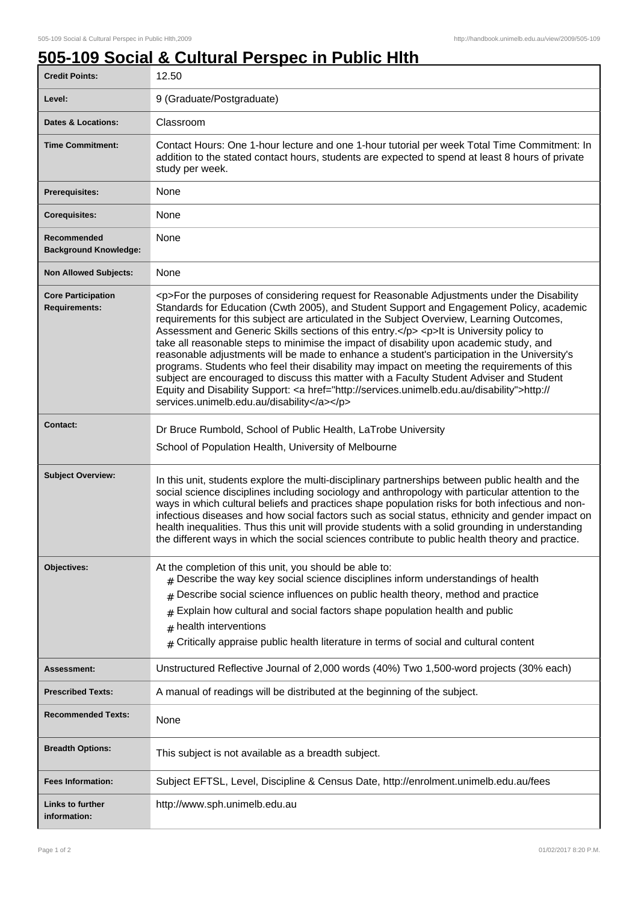# 505-109 Social & Cultural Perspec in Public Hlth

| | |
|---|---|
| **Credit Points:** | 12.50 |
| **Level:** | 9 (Graduate/Postgraduate) |
| **Dates & Locations:** | Classroom |
| **Time Commitment:** | Contact Hours: One 1-hour lecture and one 1-hour tutorial per week Total Time Commitment: In addition to the stated contact hours, students are expected to spend at least 8 hours of private study per week. |
| **Prerequisites:** | None |
| **Corequisites:** | None |
| **Recommended Background Knowledge:** | None |
| **Non Allowed Subjects:** | None |
| **Core Participation Requirements:** | <p>For the purposes of considering request for Reasonable Adjustments under the Disability Standards for Education (Cwth 2005), and Student Support and Engagement Policy, academic requirements for this subject are articulated in the Subject Overview, Learning Outcomes, Assessment and Generic Skills sections of this entry.</p> <p>It is University policy to take all reasonable steps to minimise the impact of disability upon academic study, and reasonable adjustments will be made to enhance a student's participation in the University's programs. Students who feel their disability may impact on meeting the requirements of this subject are encouraged to discuss this matter with a Faculty Student Adviser and Student Equity and Disability Support: <a href="http://services.unimelb.edu.au/disability">http://services.unimelb.edu.au/disability</a></p> |
| **Contact:** | Dr Bruce Rumbold, School of Public Health, LaTrobe University<br>School of Population Health, University of Melbourne |
| **Subject Overview:** | In this unit, students explore the multi-disciplinary partnerships between public health and the social science disciplines including sociology and anthropology with particular attention to the ways in which cultural beliefs and practices shape population risks for both infectious and non-infectious diseases and how social factors such as social status, ethnicity and gender impact on health inequalities. Thus this unit will provide students with a solid grounding in understanding the different ways in which the social sciences contribute to public health theory and practice. |
| **Objectives:** | At the completion of this unit, you should be able to:<br># Describe the way key social science disciplines inform understandings of health<br># Describe social science influences on public health theory, method and practice<br># Explain how cultural and social factors shape population health and public<br># health interventions<br># Critically appraise public health literature in terms of social and cultural content |
| **Assessment:** | Unstructured Reflective Journal of 2,000 words (40%) Two 1,500-word projects (30% each) |
| **Prescribed Texts:** | A manual of readings will be distributed at the beginning of the subject. |
| **Recommended Texts:** | None |
| **Breadth Options:** | This subject is not available as a breadth subject. |
| **Fees Information:** | Subject EFTSL, Level, Discipline & Census Date, http://enrolment.unimelb.edu.au/fees |
| **Links to further information:** | http://www.sph.unimelb.edu.au |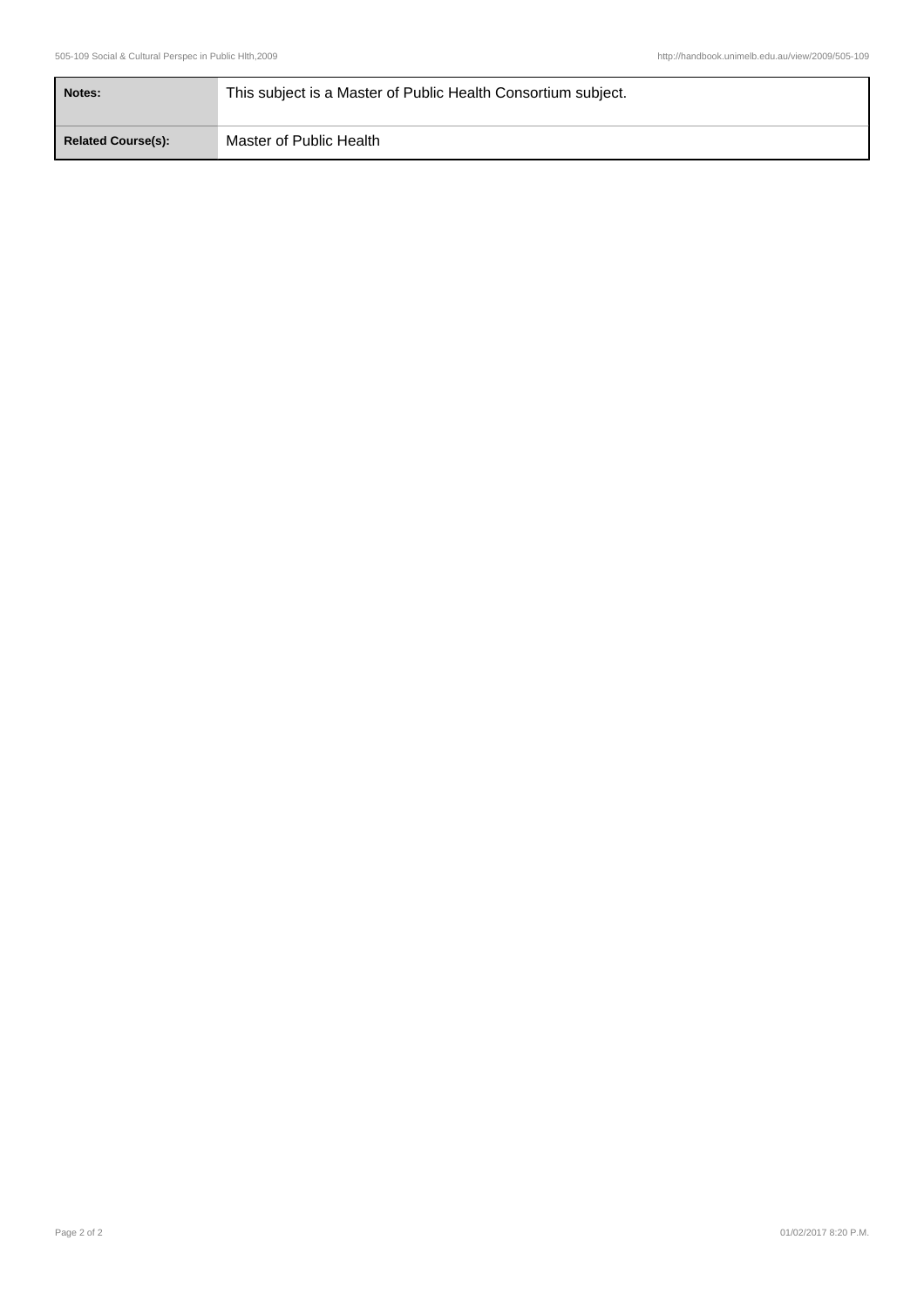| | |
|---|---|
| **Notes:** | This subject is a Master of Public Health Consortium subject. |
| **Related Course(s):** | Master of Public Health |